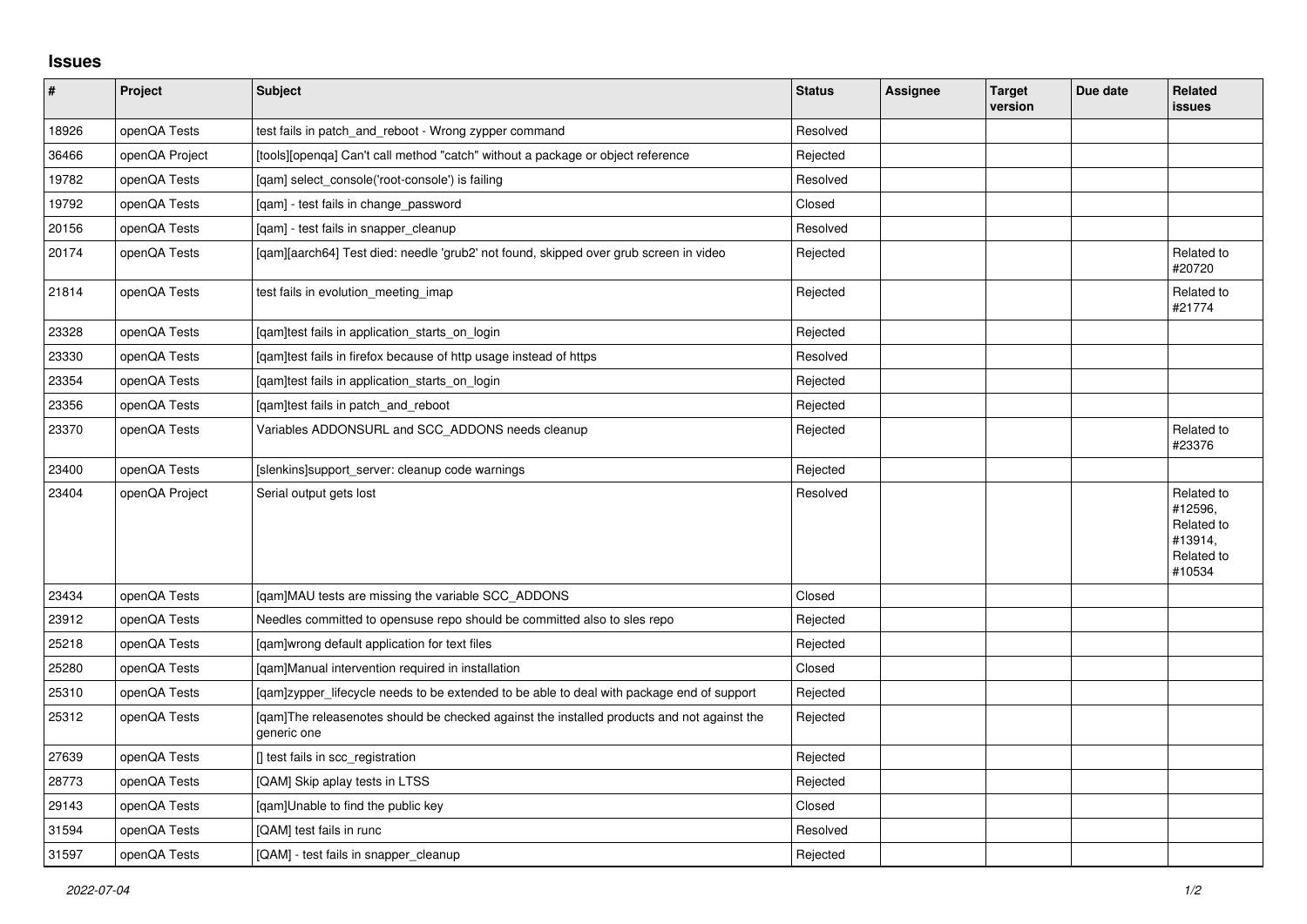## Issues

| # | Project | Subject | Status | Assignee | Target version | Due date | Related issues |
|---|---|---|---|---|---|---|---|
| 18926 | openQA Tests | test fails in patch_and_reboot - Wrong zypper command | Resolved | | | | |
| 36466 | openQA Project | [tools][openqa] Can't call method "catch" without a package or object reference | Rejected | | | | |
| 19782 | openQA Tests | [qam] select_console('root-console') is failing | Resolved | | | | |
| 19792 | openQA Tests | [qam] - test fails in change_password | Closed | | | | |
| 20156 | openQA Tests | [qam] - test fails in snapper_cleanup | Resolved | | | | |
| 20174 | openQA Tests | [qam][aarch64] Test died: needle 'grub2' not found, skipped over grub screen in video | Rejected | | | | Related to #20720 |
| 21814 | openQA Tests | test fails in evolution_meeting_imap | Rejected | | | | Related to #21774 |
| 23328 | openQA Tests | [qam]test fails in application_starts_on_login | Rejected | | | | |
| 23330 | openQA Tests | [qam]test fails in firefox because of http usage instead of https | Resolved | | | | |
| 23354 | openQA Tests | [qam]test fails in application_starts_on_login | Rejected | | | | |
| 23356 | openQA Tests | [qam]test fails in patch_and_reboot | Rejected | | | | |
| 23370 | openQA Tests | Variables ADDONSURL and SCC_ADDONS needs cleanup | Rejected | | | | Related to #23376 |
| 23400 | openQA Tests | [slenkins]support_server: cleanup code warnings | Rejected | | | | |
| 23404 | openQA Project | Serial output gets lost | Resolved | | | | Related to #12596, Related to #13914, Related to #10534 |
| 23434 | openQA Tests | [qam]MAU tests are missing the variable SCC_ADDONS | Closed | | | | |
| 23912 | openQA Tests | Needles committed to opensuse repo should be committed also to sles repo | Rejected | | | | |
| 25218 | openQA Tests | [qam]wrong default application for text files | Rejected | | | | |
| 25280 | openQA Tests | [qam]Manual intervention required in installation | Closed | | | | |
| 25310 | openQA Tests | [qam]zypper_lifecycle needs to be extended to be able to deal with package end of support | Rejected | | | | |
| 25312 | openQA Tests | [qam]The releasenotes should be checked against the installed products and not against the generic one | Rejected | | | | |
| 27639 | openQA Tests | [] test fails in scc_registration | Rejected | | | | |
| 28773 | openQA Tests | [QAM] Skip aplay tests in LTSS | Rejected | | | | |
| 29143 | openQA Tests | [qam]Unable to find the public key | Closed | | | | |
| 31594 | openQA Tests | [QAM] test fails in runc | Resolved | | | | |
| 31597 | openQA Tests | [QAM] - test fails in snapper_cleanup | Rejected | | | | |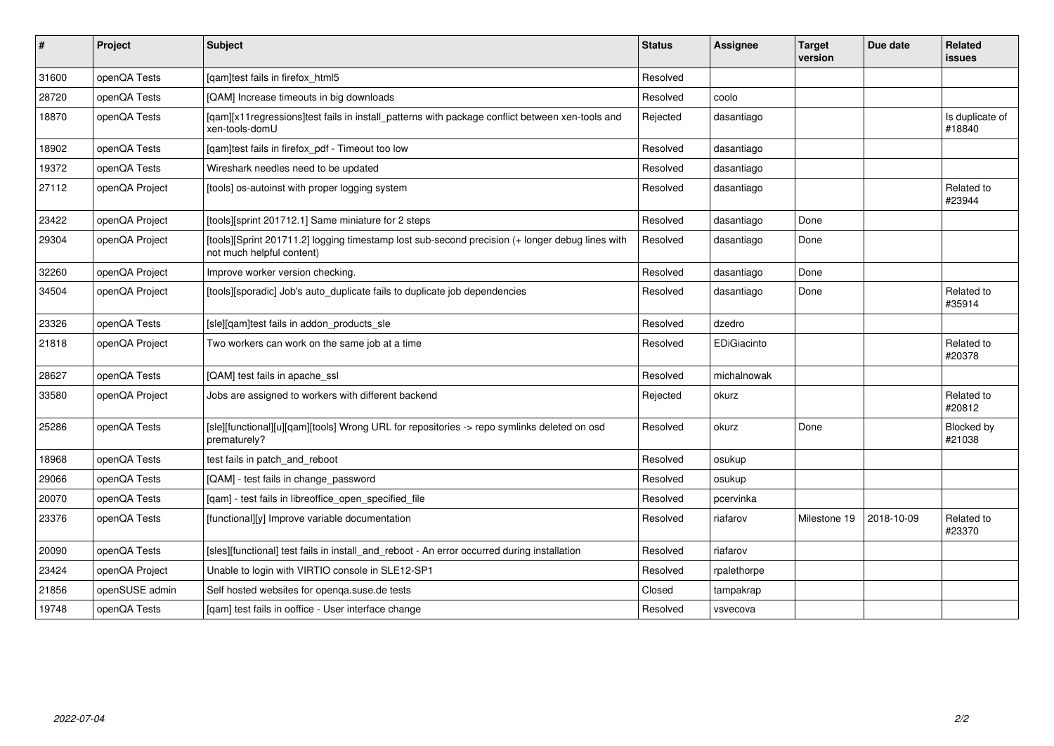| # | Project | Subject | Status | Assignee | Target version | Due date | Related issues |
|---|---|---|---|---|---|---|---|
| 31600 | openQA Tests | [qam]test fails in firefox_html5 | Resolved | | | | |
| 28720 | openQA Tests | [QAM] Increase timeouts in big downloads | Resolved | coolo | | | |
| 18870 | openQA Tests | [qam][x11regressions]test fails in install_patterns with package conflict between xen-tools and xen-tools-domU | Rejected | dasantiago | | | Is duplicate of #18840 |
| 18902 | openQA Tests | [qam]test fails in firefox_pdf - Timeout too low | Resolved | dasantiago | | | |
| 19372 | openQA Tests | Wireshark needles need to be updated | Resolved | dasantiago | | | |
| 27112 | openQA Project | [tools] os-autoinst with proper logging system | Resolved | dasantiago | | | Related to #23944 |
| 23422 | openQA Project | [tools][sprint 201712.1] Same miniature for 2 steps | Resolved | dasantiago | Done | | |
| 29304 | openQA Project | [tools][Sprint 201711.2] logging timestamp lost sub-second precision (+ longer debug lines with not much helpful content) | Resolved | dasantiago | Done | | |
| 32260 | openQA Project | Improve worker version checking. | Resolved | dasantiago | Done | | |
| 34504 | openQA Project | [tools][sporadic] Job's auto_duplicate fails to duplicate job dependencies | Resolved | dasantiago | Done | | Related to #35914 |
| 23326 | openQA Tests | [sle][qam]test fails in addon_products_sle | Resolved | dzedro | | | |
| 21818 | openQA Project | Two workers can work on the same job at a time | Resolved | EDiGiacinto | | | Related to #20378 |
| 28627 | openQA Tests | [QAM] test fails in apache_ssl | Resolved | michalnowak | | | |
| 33580 | openQA Project | Jobs are assigned to workers with different backend | Rejected | okurz | | | Related to #20812 |
| 25286 | openQA Tests | [sle][functional][u][qam][tools] Wrong URL for repositories -> repo symlinks deleted on osd prematurely? | Resolved | okurz | Done | | Blocked by #21038 |
| 18968 | openQA Tests | test fails in patch_and_reboot | Resolved | osukup | | | |
| 29066 | openQA Tests | [QAM] - test fails in change_password | Resolved | osukup | | | |
| 20070 | openQA Tests | [qam] - test fails in libreoffice_open_specified_file | Resolved | pcervinka | | | |
| 23376 | openQA Tests | [functional][y] Improve variable documentation | Resolved | riafarov | Milestone 19 | 2018-10-09 | Related to #23370 |
| 20090 | openQA Tests | [sles][functional] test fails in install_and_reboot - An error occurred during installation | Resolved | riafarov | | | |
| 23424 | openQA Project | Unable to login with VIRTIO console in SLE12-SP1 | Resolved | rpalethorpe | | | |
| 21856 | openSUSE admin | Self hosted websites for openqa.suse.de tests | Closed | tampakrap | | | |
| 19748 | openQA Tests | [qam] test fails in ooffice - User interface change | Resolved | vsvecova | | | |